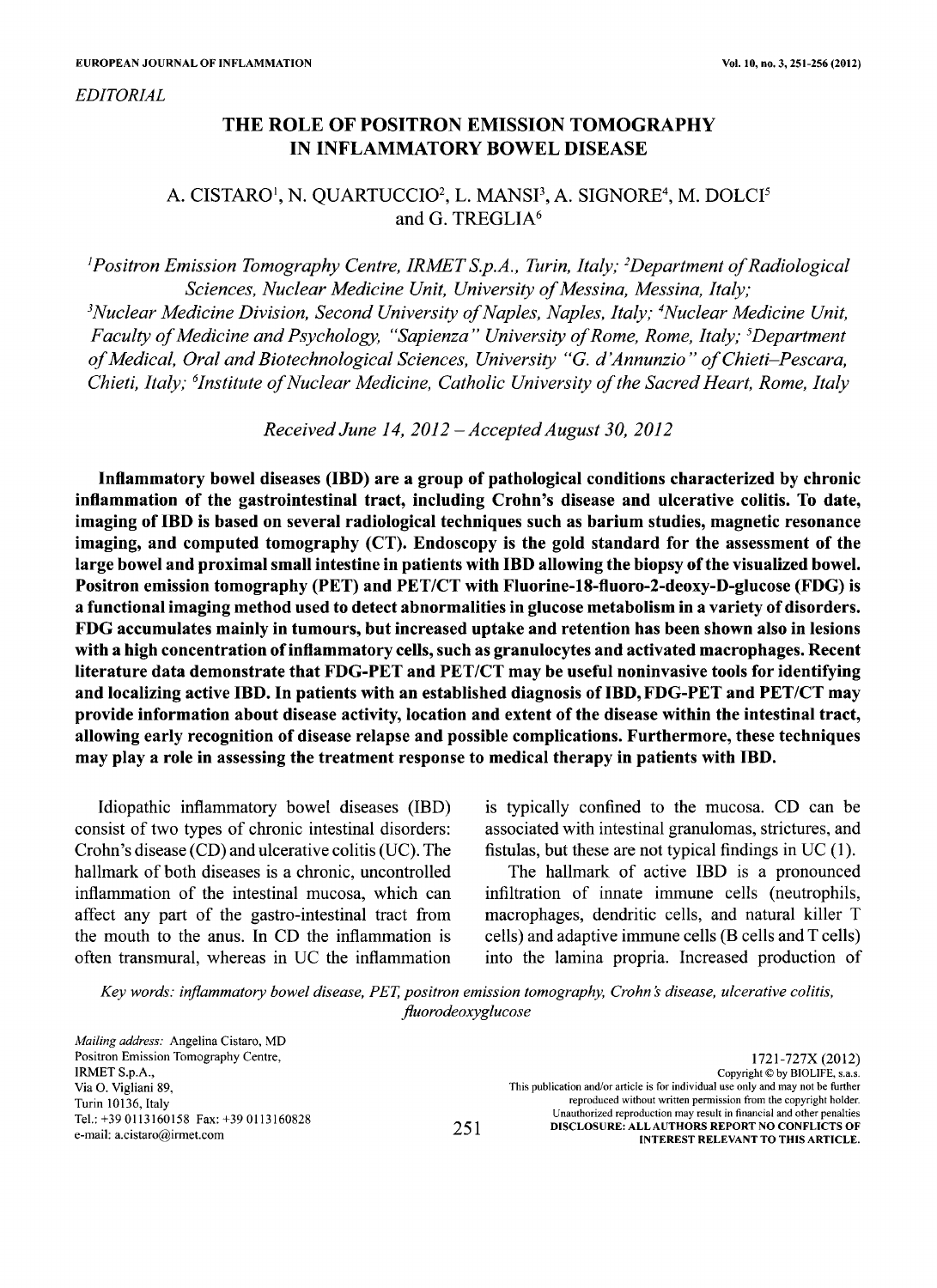*EDITORIAL*

# THE ROLE OF POSITRON EMISSION TOMOGRAPHY IN INFLAMMATORY BOWEL DISEASE

A. CISTARO[1], N. QUARTUCCIO[2], L. MANSI[3], A. SIGNORE[4], M. DOLCI[5] and G. TREGLIA[6]

*[1]Positron Emission Tomography Centre, IRMET S.p.A., Turin, Italy; [2]Department of Radiological Sciences, Nuclear Medicine Unit, University of Messina, Messina, Italy; [3]Nuclear Medicine Division, Second University of Naples, Naples, Italy; [4]Nuclear Medicine Unit, Faculty of Medicine and Psychology, "Sapienza" University of Rome, Rome, Italy; [5]Department of Medical, Oral and Biotechnological Sciences, University "G. d'Annunzio" of Chieti–Pescara, Chieti, Italy; [6]Institute of Nuclear Medicine, Catholic University of the Sacred Heart, Rome, Italy*

*Received June 14, 2012 – Accepted August 30, 2012*

**Inflammatory bowel diseases (IBD) are a group of pathological conditions characterized by chronic inflammation of the gastrointestinal tract, including Crohn's disease and ulcerative colitis. To date, imaging of IBD is based on several radiological techniques such as barium studies, magnetic resonance imaging, and computed tomography (CT). Endoscopy is the gold standard for the assessment of the large bowel and proximal small intestine in patients with IBD allowing the biopsy of the visualized bowel. Positron emission tomography (PET) and PET/CT with Fluorine-18-fluoro-2-deoxy-D-glucose (FDG) is a functional imaging method used to detect abnormalities in glucose metabolism in a variety of disorders. FDG accumulates mainly in tumours, but increased uptake and retention has been shown also in lesions with a high concentration of inflammatory cells, such as granulocytes and activated macrophages. Recent literature data demonstrate that FDG-PET and PET/CT may be useful noninvasive tools for identifying and localizing active IBD. In patients with an established diagnosis of IBD, FDG-PET and PET/CT may provide information about disease activity, location and extent of the disease within the intestinal tract, allowing early recognition of disease relapse and possible complications. Furthermore, these techniques may play a role in assessing the treatment response to medical therapy in patients with IBD.**

Idiopathic inflammatory bowel diseases (IBD) consist of two types of chronic intestinal disorders: Crohn's disease (CD) and ulcerative colitis (UC). The hallmark of both diseases is a chronic, uncontrolled inflammation of the intestinal mucosa, which can affect any part of the gastro-intestinal tract from the mouth to the anus. In CD the inflammation is often transmural, whereas in UC the inflammation is typically confined to the mucosa. CD can be associated with intestinal granulomas, strictures, and fistulas, but these are not typical findings in UC (1).

The hallmark of active IBD is a pronounced infiltration of innate immune cells (neutrophils, macrophages, dendritic cells, and natural killer T cells) and adaptive immune cells (B cells and T cells) into the lamina propria. Increased production of

*Key words: inflammatory bowel disease, PET, positron emission tomography, Crohn's disease, ulcerative colitis, fluorodeoxyglucose*

*Mailing address:* Angelina Cistaro, MD
Positron Emission Tomography Centre,
IRMET S.p.A.,
Via O. Vigliani 89,
Turin 10136, Italy
Tel.: +39 0113160158 Fax: +39 0113160828
e-mail: a.cistaro@irmet.com

1721-727X (2012)
Copyright © by BIOLIFE, s.a.s.
This publication and/or article is for individual use only and may not be further reproduced without written permission from the copyright holder.
Unauthorized reproduction may result in financial and other penalties
**DISCLOSURE: ALL AUTHORS REPORT NO CONFLICTS OF INTEREST RELEVANT TO THIS ARTICLE.**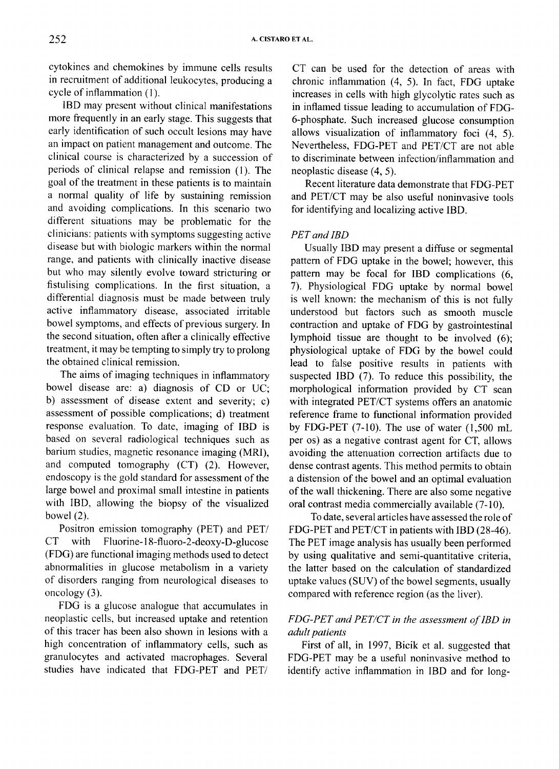cytokines and chemokines by immune cells results in recruitment of additional leukocytes, producing a cycle of inflammation (1).

IBD may present without clinical manifestations more frequently in an early stage. This suggests that early identification of such occult lesions may have an impact on patient management and outcome. The clinical course is characterized by a succession of periods of clinical relapse and remission (1). The goal of the treatment in these patients is to maintain a normal quality of life by sustaining remission and avoiding complications. In this scenario two different situations may be problematic for the clinicians: patients with symptoms suggesting active disease but with biologic markers within the normal range, and patients with clinically inactive disease but who may silently evolve toward stricturing or fistulising complications. In the first situation, a differential diagnosis must be made between truly active inflammatory disease, associated irritable bowel symptoms, and effects of previous surgery. In the second situation, often after a clinically effective treatment, it may be tempting to simply try to prolong the obtained clinical remission.

The aims of imaging techniques in inflammatory bowel disease are: a) diagnosis of CD or UC; b) assessment of disease extent and severity; c) assessment of possible complications; d) treatment response evaluation. To date, imaging of IBD is based on several radiological techniques such as barium studies, magnetic resonance imaging (MRI), and computed tomography (CT) (2). However, endoscopy is the gold standard for assessment of the large bowel and proximal small intestine in patients with IBD, allowing the biopsy of the visualized bowel (2).

Positron emission tomography (PET) and PET/CT with Fluorine-18-fluoro-2-deoxy-D-glucose (FDG) are functional imaging methods used to detect abnormalities in glucose metabolism in a variety of disorders ranging from neurological diseases to oncology (3).

FDG is a glucose analogue that accumulates in neoplastic cells, but increased uptake and retention of this tracer has been also shown in lesions with a high concentration of inflammatory cells, such as granulocytes and activated macrophages. Several studies have indicated that FDG-PET and PET/CT can be used for the detection of areas with chronic inflammation (4, 5). In fact, FDG uptake increases in cells with high glycolytic rates such as in inflamed tissue leading to accumulation of FDG-6-phosphate. Such increased glucose consumption allows visualization of inflammatory foci (4, 5). Nevertheless, FDG-PET and PET/CT are not able to discriminate between infection/inflammation and neoplastic disease (4, 5).

Recent literature data demonstrate that FDG-PET and PET/CT may be also useful noninvasive tools for identifying and localizing active IBD.

### *PET and IBD*

Usually IBD may present a diffuse or segmental pattern of FDG uptake in the bowel; however, this pattern may be focal for IBD complications (6, 7). Physiological FDG uptake by normal bowel is well known: the mechanism of this is not fully understood but factors such as smooth muscle contraction and uptake of FDG by gastrointestinal lymphoid tissue are thought to be involved (6); physiological uptake of FDG by the bowel could lead to false positive results in patients with suspected IBD (7). To reduce this possibility, the morphological information provided by CT scan with integrated PET/CT systems offers an anatomic reference frame to functional information provided by FDG-PET (7-10). The use of water (1,500 mL per os) as a negative contrast agent for CT, allows avoiding the attenuation correction artifacts due to dense contrast agents. This method permits to obtain a distension of the bowel and an optimal evaluation of the wall thickening. There are also some negative oral contrast media commercially available (7-10).

To date, several articles have assessed the role of FDG-PET and PET/CT in patients with IBD (28-46). The PET image analysis has usually been performed by using qualitative and semi-quantitative criteria, the latter based on the calculation of standardized uptake values (SUV) of the bowel segments, usually compared with reference region (as the liver).

### *FDG-PET and PET/CT in the assessment of IBD in adult patients*

First of all, in 1997, Bicik et al. suggested that FDG-PET may be a useful noninvasive method to identify active inflammation in IBD and for long-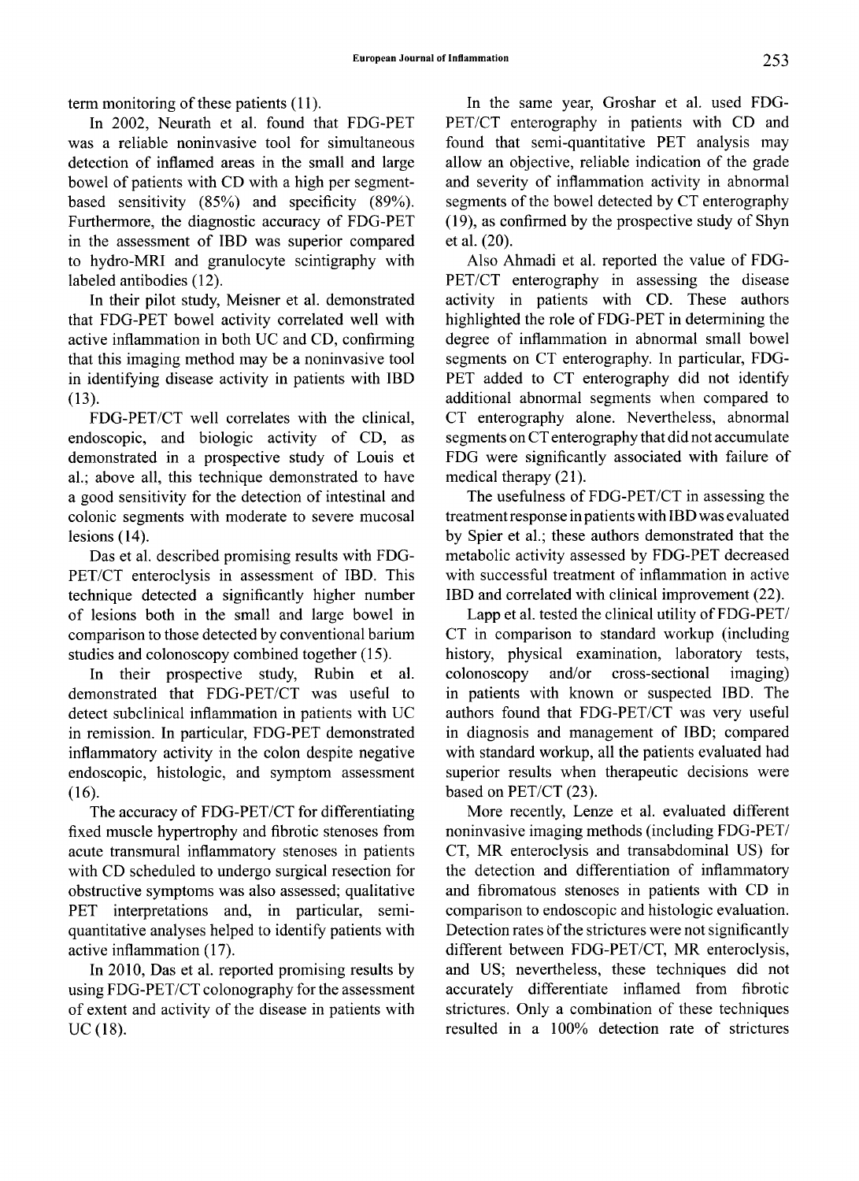term monitoring of these patients (11).

In 2002, Neurath et al. found that FDG-PET was a reliable noninvasive tool for simultaneous detection of inflamed areas in the small and large bowel of patients with CD with a high per segment-based sensitivity (85%) and specificity (89%). Furthermore, the diagnostic accuracy of FDG-PET in the assessment of IBD was superior compared to hydro-MRI and granulocyte scintigraphy with labeled antibodies (12).

In their pilot study, Meisner et al. demonstrated that FDG-PET bowel activity correlated well with active inflammation in both UC and CD, confirming that this imaging method may be a noninvasive tool in identifying disease activity in patients with IBD (13).

FDG-PET/CT well correlates with the clinical, endoscopic, and biologic activity of CD, as demonstrated in a prospective study of Louis et al.; above all, this technique demonstrated to have a good sensitivity for the detection of intestinal and colonic segments with moderate to severe mucosal lesions (14).

Das et al. described promising results with FDG-PET/CT enteroclysis in assessment of IBD. This technique detected a significantly higher number of lesions both in the small and large bowel in comparison to those detected by conventional barium studies and colonoscopy combined together (15).

In their prospective study, Rubin et al. demonstrated that FDG-PET/CT was useful to detect subclinical inflammation in patients with UC in remission. In particular, FDG-PET demonstrated inflammatory activity in the colon despite negative endoscopic, histologic, and symptom assessment (16).

The accuracy of FDG-PET/CT for differentiating fixed muscle hypertrophy and fibrotic stenoses from acute transmural inflammatory stenoses in patients with CD scheduled to undergo surgical resection for obstructive symptoms was also assessed; qualitative PET interpretations and, in particular, semi-quantitative analyses helped to identify patients with active inflammation (17).

In 2010, Das et al. reported promising results by using FDG-PET/CT colonography for the assessment of extent and activity of the disease in patients with UC (18).

In the same year, Groshar et al. used FDG-PET/CT enterography in patients with CD and found that semi-quantitative PET analysis may allow an objective, reliable indication of the grade and severity of inflammation activity in abnormal segments of the bowel detected by CT enterography (19), as confirmed by the prospective study of Shyn et al. (20).

Also Ahmadi et al. reported the value of FDG-PET/CT enterography in assessing the disease activity in patients with CD. These authors highlighted the role of FDG-PET in determining the degree of inflammation in abnormal small bowel segments on CT enterography. In particular, FDG-PET added to CT enterography did not identify additional abnormal segments when compared to CT enterography alone. Nevertheless, abnormal segments on CT enterography that did not accumulate FDG were significantly associated with failure of medical therapy (21).

The usefulness of FDG-PET/CT in assessing the treatment response in patients with IBD was evaluated by Spier et al.; these authors demonstrated that the metabolic activity assessed by FDG-PET decreased with successful treatment of inflammation in active IBD and correlated with clinical improvement (22).

Lapp et al. tested the clinical utility of FDG-PET/CT in comparison to standard workup (including history, physical examination, laboratory tests, colonoscopy and/or cross-sectional imaging) in patients with known or suspected IBD. The authors found that FDG-PET/CT was very useful in diagnosis and management of IBD; compared with standard workup, all the patients evaluated had superior results when therapeutic decisions were based on PET/CT (23).

More recently, Lenze et al. evaluated different noninvasive imaging methods (including FDG-PET/CT, MR enteroclysis and transabdominal US) for the detection and differentiation of inflammatory and fibromatous stenoses in patients with CD in comparison to endoscopic and histologic evaluation. Detection rates of the strictures were not significantly different between FDG-PET/CT, MR enteroclysis, and US; nevertheless, these techniques did not accurately differentiate inflamed from fibrotic strictures. Only a combination of these techniques resulted in a 100% detection rate of strictures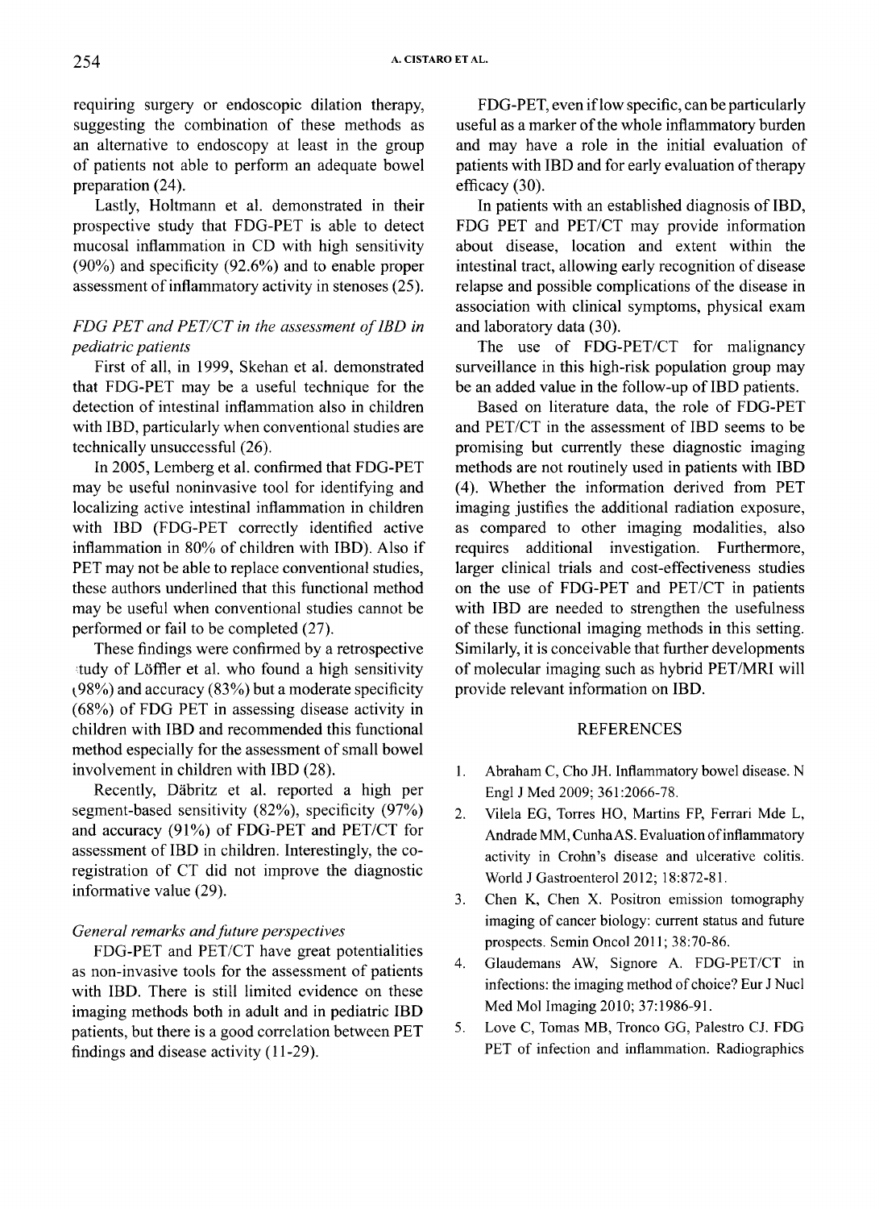requiring surgery or endoscopic dilation therapy, suggesting the combination of these methods as an alternative to endoscopy at least in the group of patients not able to perform an adequate bowel preparation (24).

Lastly, Holtmann et al. demonstrated in their prospective study that FDG-PET is able to detect mucosal inflammation in CD with high sensitivity (90%) and specificity (92.6%) and to enable proper assessment of inflammatory activity in stenoses (25).

### *FDG PET and PET/CT in the assessment of IBD in pediatric patients*

First of all, in 1999, Skehan et al. demonstrated that FDG-PET may be a useful technique for the detection of intestinal inflammation also in children with IBD, particularly when conventional studies are technically unsuccessful (26).

In 2005, Lemberg et al. confirmed that FDG-PET may be useful noninvasive tool for identifying and localizing active intestinal inflammation in children with IBD (FDG-PET correctly identified active inflammation in 80% of children with IBD). Also if PET may not be able to replace conventional studies, these authors underlined that this functional method may be useful when conventional studies cannot be performed or fail to be completed (27).

These findings were confirmed by a retrospective study of Löffler et al. who found a high sensitivity (98%) and accuracy (83%) but a moderate specificity (68%) of FDG PET in assessing disease activity in children with IBD and recommended this functional method especially for the assessment of small bowel involvement in children with IBD (28).

Recently, Däbritz et al. reported a high per segment-based sensitivity (82%), specificity (97%) and accuracy (91%) of FDG-PET and PET/CT for assessment of IBD in children. Interestingly, the co-registration of CT did not improve the diagnostic informative value (29).

### *General remarks and future perspectives*

FDG-PET and PET/CT have great potentialities as non-invasive tools for the assessment of patients with IBD. There is still limited evidence on these imaging methods both in adult and in pediatric IBD patients, but there is a good correlation between PET findings and disease activity (11-29).

FDG-PET, even if low specific, can be particularly useful as a marker of the whole inflammatory burden and may have a role in the initial evaluation of patients with IBD and for early evaluation of therapy efficacy (30).

In patients with an established diagnosis of IBD, FDG PET and PET/CT may provide information about disease, location and extent within the intestinal tract, allowing early recognition of disease relapse and possible complications of the disease in association with clinical symptoms, physical exam and laboratory data (30).

The use of FDG-PET/CT for malignancy surveillance in this high-risk population group may be an added value in the follow-up of IBD patients.

Based on literature data, the role of FDG-PET and PET/CT in the assessment of IBD seems to be promising but currently these diagnostic imaging methods are not routinely used in patients with IBD (4). Whether the information derived from PET imaging justifies the additional radiation exposure, as compared to other imaging modalities, also requires additional investigation. Furthermore, larger clinical trials and cost-effectiveness studies on the use of FDG-PET and PET/CT in patients with IBD are needed to strengthen the usefulness of these functional imaging methods in this setting. Similarly, it is conceivable that further developments of molecular imaging such as hybrid PET/MRI will provide relevant information on IBD.

## REFERENCES

1. Abraham C, Cho JH. Inflammatory bowel disease. N Engl J Med 2009; 361:2066-78.
2. Vilela EG, Torres HO, Martins FP, Ferrari Mde L, Andrade MM, Cunha AS. Evaluation of inflammatory activity in Crohn's disease and ulcerative colitis. World J Gastroenterol 2012; 18:872-81.
3. Chen K, Chen X. Positron emission tomography imaging of cancer biology: current status and future prospects. Semin Oncol 2011; 38:70-86.
4. Glaudemans AW, Signore A. FDG-PET/CT in infections: the imaging method of choice? Eur J Nucl Med Mol Imaging 2010; 37:1986-91.
5. Love C, Tomas MB, Tronco GG, Palestro CJ. FDG PET of infection and inflammation. Radiographics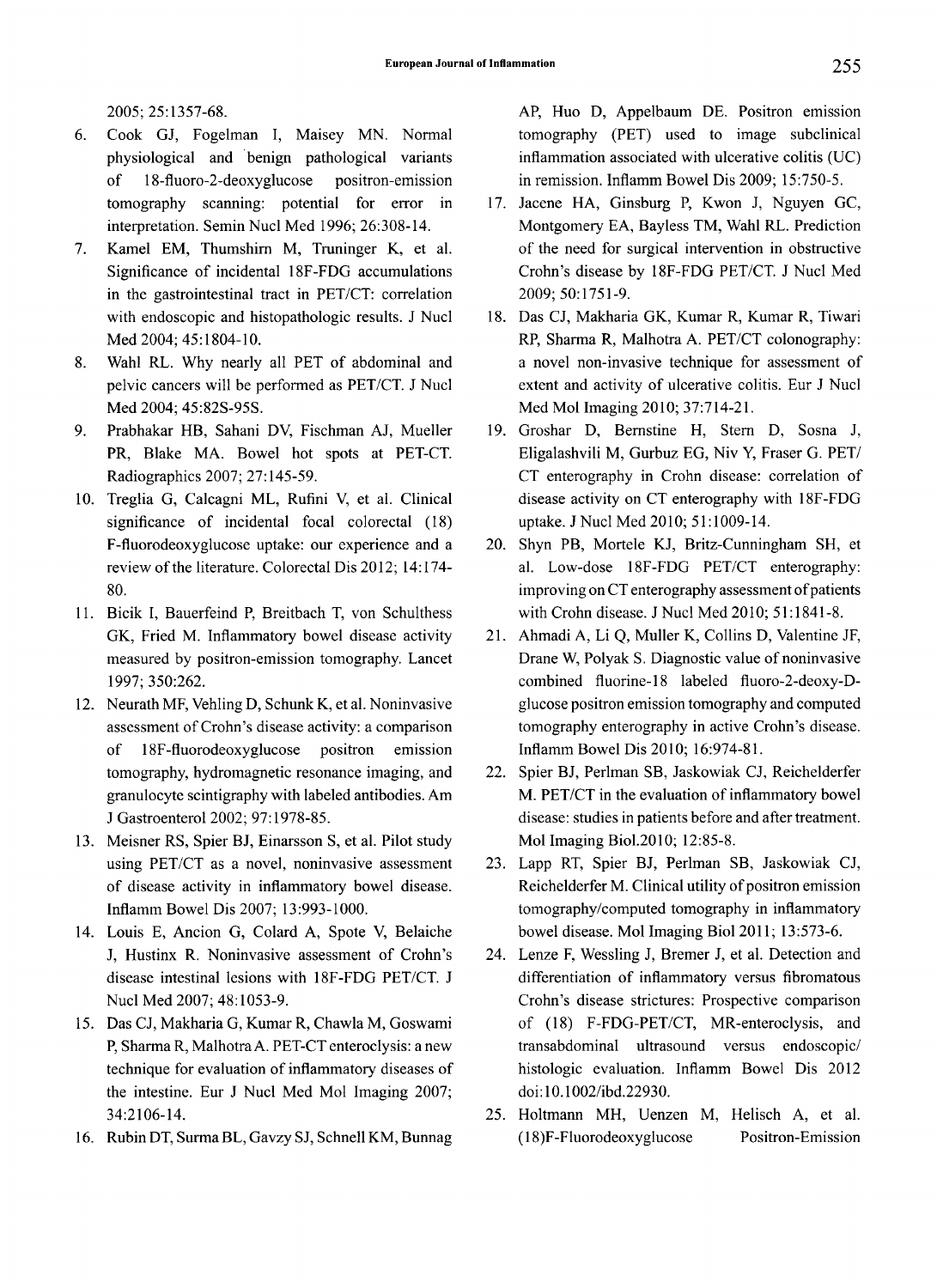2005; 25:1357-68.

6. Cook GJ, Fogelman I, Maisey MN. Normal physiological and benign pathological variants of 18-fluoro-2-deoxyglucose positron-emission tomography scanning: potential for error in interpretation. Semin Nucl Med 1996; 26:308-14.
7. Kamel EM, Thumshirn M, Truninger K, et al. Significance of incidental 18F-FDG accumulations in the gastrointestinal tract in PET/CT: correlation with endoscopic and histopathologic results. J Nucl Med 2004; 45:1804-10.
8. Wahl RL. Why nearly all PET of abdominal and pelvic cancers will be performed as PET/CT. J Nucl Med 2004; 45:82S-95S.
9. Prabhakar HB, Sahani DV, Fischman AJ, Mueller PR, Blake MA. Bowel hot spots at PET-CT. Radiographics 2007; 27:145-59.
10. Treglia G, Calcagni ML, Rufini V, et al. Clinical significance of incidental focal colorectal (18) F-fluorodeoxyglucose uptake: our experience and a review of the literature. Colorectal Dis 2012; 14:174-80.
11. Bicik I, Bauerfeind P, Breitbach T, von Schulthess GK, Fried M. Inflammatory bowel disease activity measured by positron-emission tomography. Lancet 1997; 350:262.
12. Neurath MF, Vehling D, Schunk K, et al. Noninvasive assessment of Crohn's disease activity: a comparison of 18F-fluorodeoxyglucose positron emission tomography, hydromagnetic resonance imaging, and granulocyte scintigraphy with labeled antibodies. Am J Gastroenterol 2002; 97:1978-85.
13. Meisner RS, Spier BJ, Einarsson S, et al. Pilot study using PET/CT as a novel, noninvasive assessment of disease activity in inflammatory bowel disease. Inflamm Bowel Dis 2007; 13:993-1000.
14. Louis E, Ancion G, Colard A, Spote V, Belaiche J, Hustinx R. Noninvasive assessment of Crohn's disease intestinal lesions with 18F-FDG PET/CT. J Nucl Med 2007; 48:1053-9.
15. Das CJ, Makharia G, Kumar R, Chawla M, Goswami P, Sharma R, Malhotra A. PET-CT enteroclysis: a new technique for evaluation of inflammatory diseases of the intestine. Eur J Nucl Med Mol Imaging 2007; 34:2106-14.
16. Rubin DT, Surma BL, Gavzy SJ, Schnell KM, Bunnag AP, Huo D, Appelbaum DE. Positron emission tomography (PET) used to image subclinical inflammation associated with ulcerative colitis (UC) in remission. Inflamm Bowel Dis 2009; 15:750-5.
17. Jacene HA, Ginsburg P, Kwon J, Nguyen GC, Montgomery EA, Bayless TM, Wahl RL. Prediction of the need for surgical intervention in obstructive Crohn's disease by 18F-FDG PET/CT. J Nucl Med 2009; 50:1751-9.
18. Das CJ, Makharia GK, Kumar R, Kumar R, Tiwari RP, Sharma R, Malhotra A. PET/CT colonography: a novel non-invasive technique for assessment of extent and activity of ulcerative colitis. Eur J Nucl Med Mol Imaging 2010; 37:714-21.
19. Groshar D, Bernstine H, Stern D, Sosna J, Eligalashvili M, Gurbuz EG, Niv Y, Fraser G. PET/CT enterography in Crohn disease: correlation of disease activity on CT enterography with 18F-FDG uptake. J Nucl Med 2010; 51:1009-14.
20. Shyn PB, Mortele KJ, Britz-Cunningham SH, et al. Low-dose 18F-FDG PET/CT enterography: improving on CT enterography assessment of patients with Crohn disease. J Nucl Med 2010; 51:1841-8.
21. Ahmadi A, Li Q, Muller K, Collins D, Valentine JF, Drane W, Polyak S. Diagnostic value of noninvasive combined fluorine-18 labeled fluoro-2-deoxy-D-glucose positron emission tomography and computed tomography enterography in active Crohn's disease. Inflamm Bowel Dis 2010; 16:974-81.
22. Spier BJ, Perlman SB, Jaskowiak CJ, Reichelderfer M. PET/CT in the evaluation of inflammatory bowel disease: studies in patients before and after treatment. Mol Imaging Biol.2010; 12:85-8.
23. Lapp RT, Spier BJ, Perlman SB, Jaskowiak CJ, Reichelderfer M. Clinical utility of positron emission tomography/computed tomography in inflammatory bowel disease. Mol Imaging Biol 2011; 13:573-6.
24. Lenze F, Wessling J, Bremer J, et al. Detection and differentiation of inflammatory versus fibromatous Crohn's disease strictures: Prospective comparison of (18) F-FDG-PET/CT, MR-enteroclysis, and transabdominal ultrasound versus endoscopic/histologic evaluation. Inflamm Bowel Dis 2012 doi:10.1002/ibd.22930.
25. Holtmann MH, Uenzen M, Helisch A, et al. (18)F-Fluorodeoxyglucose Positron-Emission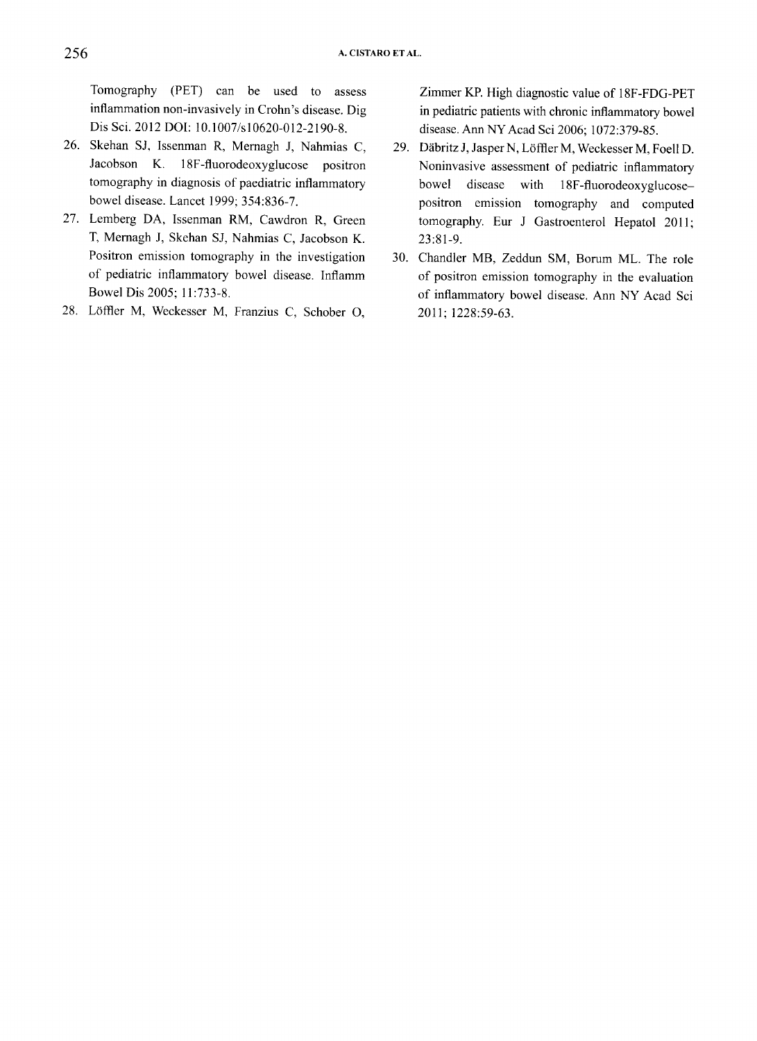Tomography (PET) can be used to assess inflammation non-invasively in Crohn's disease. Dig Dis Sci. 2012 DOI: 10.1007/s10620-012-2190-8.

26. Skehan SJ, Issenman R, Mernagh J, Nahmias C, Jacobson K. 18F-fluorodeoxyglucose positron tomography in diagnosis of paediatric inflammatory bowel disease. Lancet 1999; 354:836-7.
27. Lemberg DA, Issenman RM, Cawdron R, Green T, Mernagh J, Skehan SJ, Nahmias C, Jacobson K. Positron emission tomography in the investigation of pediatric inflammatory bowel disease. Inflamm Bowel Dis 2005; 11:733-8.
28. Löffler M, Weckesser M, Franzius C, Schober O, Zimmer KP. High diagnostic value of 18F-FDG-PET in pediatric patients with chronic inflammatory bowel disease. Ann NY Acad Sci 2006; 1072:379-85.
29. Däbritz J, Jasper N, Löffler M, Weckesser M, Foell D. Noninvasive assessment of pediatric inflammatory bowel disease with 18F-fluorodeoxyglucose–positron emission tomography and computed tomography. Eur J Gastroenterol Hepatol 2011; 23:81-9.
30. Chandler MB, Zeddun SM, Borum ML. The role of positron emission tomography in the evaluation of inflammatory bowel disease. Ann NY Acad Sci 2011; 1228:59-63.